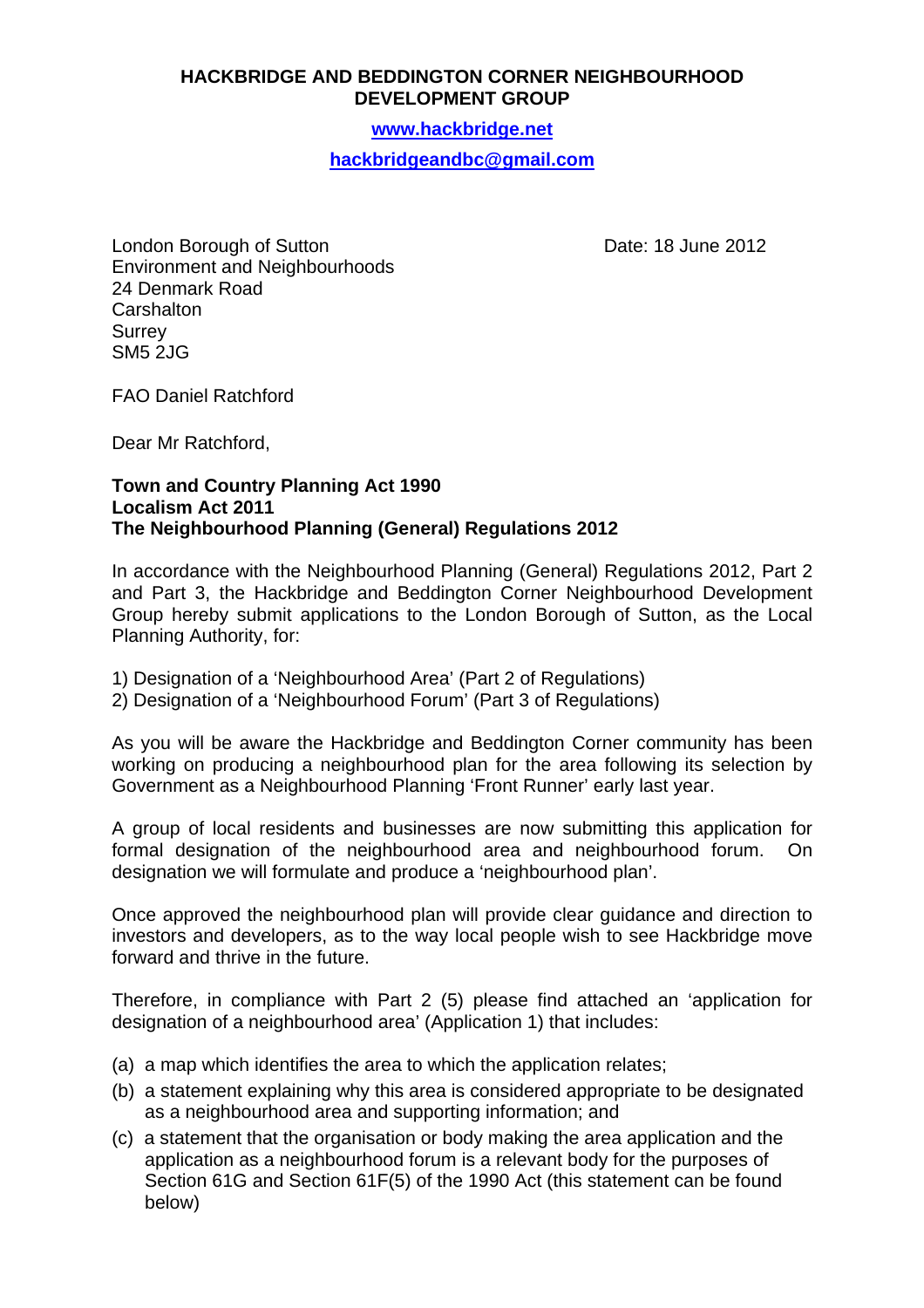**HACKBRIDGE AND BEDDINGTON CORNER NEIGHBOURHOOD DEVELOPMENT GROUP**

**www.hackbridge.net**

**hackbridgeandbc@gmail.com**

London Borough of Sutton
Environment and Neighbourhoods
24 Denmark Road
Carshalton
Surrey
SM5 2JG

Date: 18 June 2012

FAO Daniel Ratchford

Dear Mr Ratchford,

**Town and Country Planning Act 1990**
**Localism Act 2011**
**The Neighbourhood Planning (General) Regulations 2012**

In accordance with the Neighbourhood Planning (General) Regulations 2012, Part 2 and Part 3, the Hackbridge and Beddington Corner Neighbourhood Development Group hereby submit applications to the London Borough of Sutton, as the Local Planning Authority, for:

1) Designation of a 'Neighbourhood Area' (Part 2 of Regulations)
2) Designation of a 'Neighbourhood Forum' (Part 3 of Regulations)

As you will be aware the Hackbridge and Beddington Corner community has been working on producing a neighbourhood plan for the area following its selection by Government as a Neighbourhood Planning 'Front Runner' early last year.

A group of local residents and businesses are now submitting this application for formal designation of the neighbourhood area and neighbourhood forum. On designation we will formulate and produce a 'neighbourhood plan'.

Once approved the neighbourhood plan will provide clear guidance and direction to investors and developers, as to the way local people wish to see Hackbridge move forward and thrive in the future.

Therefore, in compliance with Part 2 (5) please find attached an 'application for designation of a neighbourhood area' (Application 1) that includes:

(a) a map which identifies the area to which the application relates;
(b) a statement explaining why this area is considered appropriate to be designated as a neighbourhood area and supporting information; and
(c) a statement that the organisation or body making the area application and the application as a neighbourhood forum is a relevant body for the purposes of Section 61G and Section 61F(5) of the 1990 Act (this statement can be found below)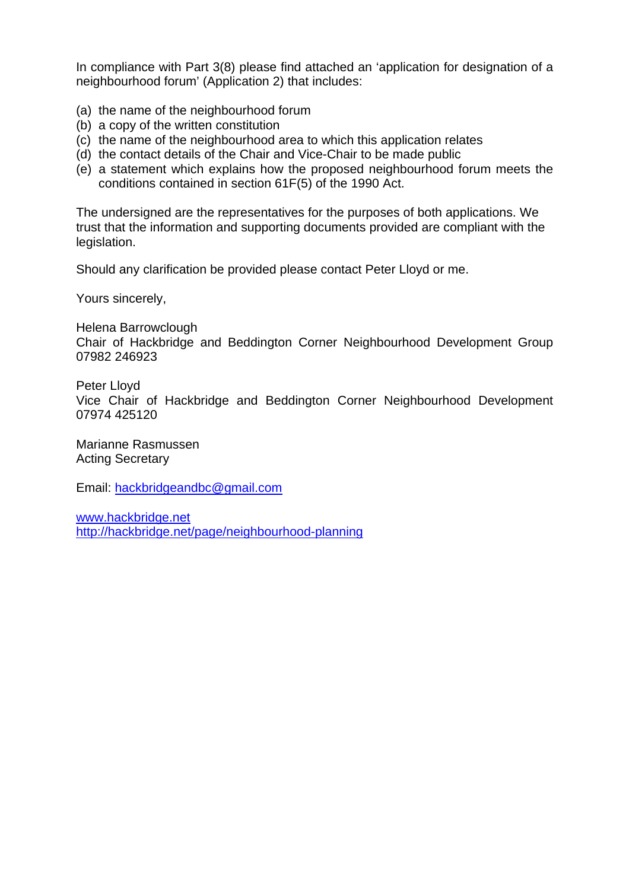In compliance with Part 3(8) please find attached an 'application for designation of a neighbourhood forum' (Application 2) that includes:

(a) the name of the neighbourhood forum
(b) a copy of the written constitution
(c) the name of the neighbourhood area to which this application relates
(d) the contact details of the Chair and Vice-Chair to be made public
(e) a statement which explains how the proposed neighbourhood forum meets the conditions contained in section 61F(5) of the 1990 Act.

The undersigned are the representatives for the purposes of both applications. We trust that the information and supporting documents provided are compliant with the legislation.

Should any clarification be provided please contact Peter Lloyd or me.

Yours sincerely,

Helena Barrowclough  
Chair of Hackbridge and Beddington Corner Neighbourhood Development Group  
07982 246923

Peter Lloyd  
Vice Chair of Hackbridge and Beddington Corner Neighbourhood Development  
07974 425120

Marianne Rasmussen  
Acting Secretary

Email: hackbridgeandbc@gmail.com

www.hackbridge.net  
http://hackbridge.net/page/neighbourhood-planning